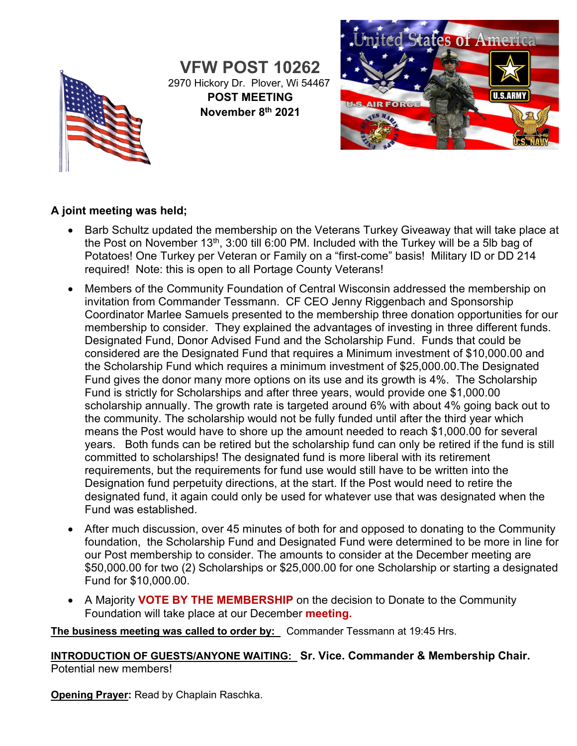# VFW POST 10262

2970 Hickory Dr. Plover, Wi 54467

**POST MEETING**

**November 8th 2021**

**A joint meeting was held;**

- Barb Schultz updated the membership on the Veterans Turkey Giveaway that will take place at the Post on November 13th, 3:00 till 6:00 PM. Included with the Turkey will be a 5lb bag of Potatoes! One Turkey per Veteran or Family on a "first-come" basis! Military ID or DD 214 required! Note: this is open to all Portage County Veterans!
- Members of the Community Foundation of Central Wisconsin addressed the membership on invitation from Commander Tessmann. CF CEO Jenny Riggenbach and Sponsorship Coordinator Marlee Samuels presented to the membership three donation opportunities for our membership to consider. They explained the advantages of investing in three different funds. Designated Fund, Donor Advised Fund and the Scholarship Fund. Funds that could be considered are the Designated Fund that requires a Minimum investment of $10,000.00 and the Scholarship Fund which requires a minimum investment of $25,000.00.The Designated Fund gives the donor many more options on its use and its growth is 4%. The Scholarship Fund is strictly for Scholarships and after three years, would provide one $1,000.00 scholarship annually. The growth rate is targeted around 6% with about 4% going back out to the community. The scholarship would not be fully funded until after the third year which means the Post would have to shore up the amount needed to reach $1,000.00 for several years. Both funds can be retired but the scholarship fund can only be retired if the fund is still committed to scholarships! The designated fund is more liberal with its retirement requirements, but the requirements for fund use would still have to be written into the Designation fund perpetuity directions, at the start. If the Post would need to retire the designated fund, it again could only be used for whatever use that was designated when the Fund was established.
- After much discussion, over 45 minutes of both for and opposed to donating to the Community foundation, the Scholarship Fund and Designated Fund were determined to be more in line for our Post membership to consider. The amounts to consider at the December meeting are $50,000.00 for two (2) Scholarships or $25,000.00 for one Scholarship or starting a designated Fund for $10,000.00.
- A Majority **VOTE BY THE MEMBERSHIP** on the decision to Donate to the Community Foundation will take place at our December **meeting.**

**The business meeting was called to order by:** Commander Tessmann at 19:45 Hrs.

**INTRODUCTION OF GUESTS/ANYONE WAITING:** **Sr. Vice. Commander & Membership Chair.** Potential new members!

**Opening Prayer:** Read by Chaplain Raschka.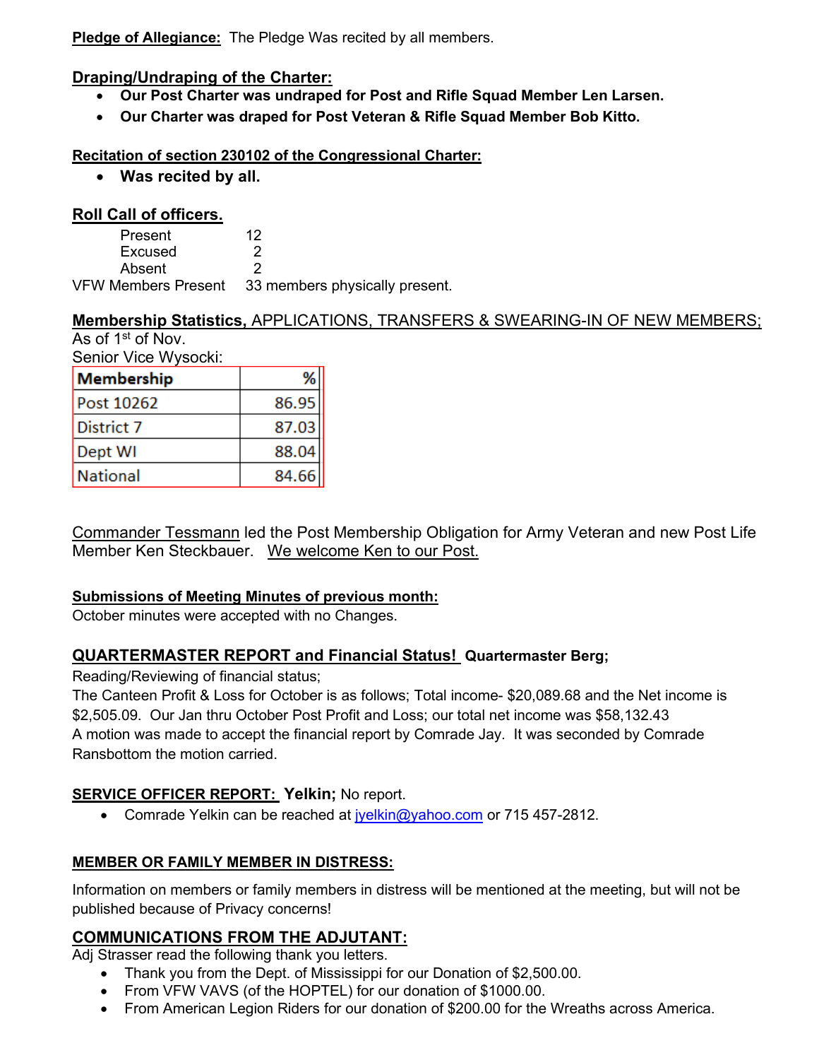**<u>Pledge of Allegiance:</u>** The Pledge Was recited by all members.

## <u>Draping/Undraping of the Charter:</u>

- **Our Post Charter was undraped for Post and Rifle Squad Member Len Larsen.**
- **Our Charter was draped for Post Veteran & Rifle Squad Member Bob Kitto.**

**<u>Recitation of section 230102 of the Congressional Charter:</u>**

- **Was recited by all.**

## <u>Roll Call of officers.</u>

| | |
|---|---|
| Present | 12 |
| Excused | 2 |
| Absent | 2 |
| VFW Members Present | 33 members physically present. |

**<u>Membership Statistics,</u>** <u>APPLICATIONS, TRANSFERS & SWEARING-IN OF NEW MEMBERS;</u>

As of 1st of Nov.

Senior Vice Wysocki:

| Membership | % |
|---|---|
| Post 10262 | 86.95 |
| District 7 | 87.03 |
| Dept WI | 88.04 |
| National | 84.66 |

<u>Commander Tessmann</u> led the Post Membership Obligation for Army Veteran and new Post Life Member Ken Steckbauer. <u>We welcome Ken to our Post.</u>

**<u>Submissions of Meeting Minutes of previous month:</u>**

October minutes were accepted with no Changes.

**<u>QUARTERMASTER REPORT and Financial Status!</u> Quartermaster Berg;**

Reading/Reviewing of financial status;

The Canteen Profit & Loss for October is as follows; Total income- $20,089.68 and the Net income is $2,505.09. Our Jan thru October Post Profit and Loss; our total net income was $58,132.43

A motion was made to accept the financial report by Comrade Jay. It was seconded by Comrade Ransbottom the motion carried.

**<u>SERVICE OFFICER REPORT:</u> Yelkin;** No report.

- Comrade Yelkin can be reached at jyelkin@yahoo.com or 715 457-2812.

**<u>MEMBER OR FAMILY MEMBER IN DISTRESS:</u>**

Information on members or family members in distress will be mentioned at the meeting, but will not be published because of Privacy concerns!

## <u>COMMUNICATIONS FROM THE ADJUTANT:</u>

Adj Strasser read the following thank you letters.

- Thank you from the Dept. of Mississippi for our Donation of $2,500.00.
- From VFW VAVS (of the HOPTEL) for our donation of $1000.00.
- From American Legion Riders for our donation of $200.00 for the Wreaths across America.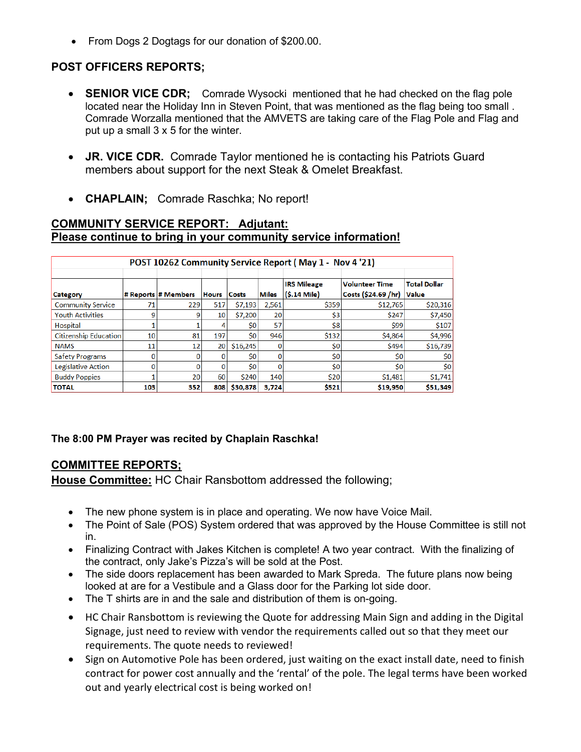- From Dogs 2 Dogtags for our donation of $200.00.

## POST OFFICERS REPORTS;

- **SENIOR VICE CDR;** Comrade Wysocki mentioned that he had checked on the flag pole located near the Holiday Inn in Steven Point, that was mentioned as the flag being too small . Comrade Worzalla mentioned that the AMVETS are taking care of the Flag Pole and Flag and put up a small 3 x 5 for the winter.

- **JR. VICE CDR.** Comrade Taylor mentioned he is contacting his Patriots Guard members about support for the next Steak & Omelet Breakfast.

- **CHAPLAIN;** Comrade Raschka; No report!

## COMMUNITY SERVICE REPORT: Adjutant:
## Please continue to bring in your community service information!

| POST 10262 Community Service Report ( May 1 - Nov 4 '21) | | | | | | | | |
|---|---|---|---|---|---|---|---|---|
| **Category** | **# Reports** | **# Members** | **Hours** | **Costs** | **Miles** | **IRS Mileage ($.14 Mile)** | **Volunteer Time Costs ($24.69 /hr)** | **Total Dollar Value** |
| Community Service | 71 | 229 | 517 | $7,193 | 2,561 | $359 | $12,765 | $20,316 |
| Youth Activities | 9 | 9 | 10 | $7,200 | 20 | $3 | $247 | $7,450 |
| Hospital | 1 | 1 | 4 | $0 | 57 | $8 | $99 | $107 |
| Citizenship Education | 10 | 81 | 197 | $0 | 946 | $132 | $4,864 | $4,996 |
| NAMS | 11 | 12 | 20 | $16,245 | 0 | $0 | $494 | $16,739 |
| Safety Programs | 0 | 0 | 0 | $0 | 0 | $0 | $0 | $0 |
| Legislative Action | 0 | 0 | 0 | $0 | 0 | $0 | $0 | $0 |
| Buddy Poppies | 1 | 20 | 60 | $240 | 140 | $20 | $1,481 | $1,741 |
| **TOTAL** | **103** | **352** | **808** | **$30,878** | **3,724** | **$521** | **$19,950** | **$51,349** |

**The 8:00 PM Prayer was recited by Chaplain Raschka!**

## COMMITTEE REPORTS;

**House Committee:** HC Chair Ransbottom addressed the following;

- The new phone system is in place and operating. We now have Voice Mail.
- The Point of Sale (POS) System ordered that was approved by the House Committee is still not in.
- Finalizing Contract with Jakes Kitchen is complete! A two year contract. With the finalizing of the contract, only Jake's Pizza's will be sold at the Post.
- The side doors replacement has been awarded to Mark Spreda. The future plans now being looked at are for a Vestibule and a Glass door for the Parking lot side door.
- The T shirts are in and the sale and distribution of them is on-going.
- HC Chair Ransbottom is reviewing the Quote for addressing Main Sign and adding in the Digital Signage, just need to review with vendor the requirements called out so that they meet our requirements. The quote needs to reviewed!
- Sign on Automotive Pole has been ordered, just waiting on the exact install date, need to finish contract for power cost annually and the 'rental' of the pole. The legal terms have been worked out and yearly electrical cost is being worked on!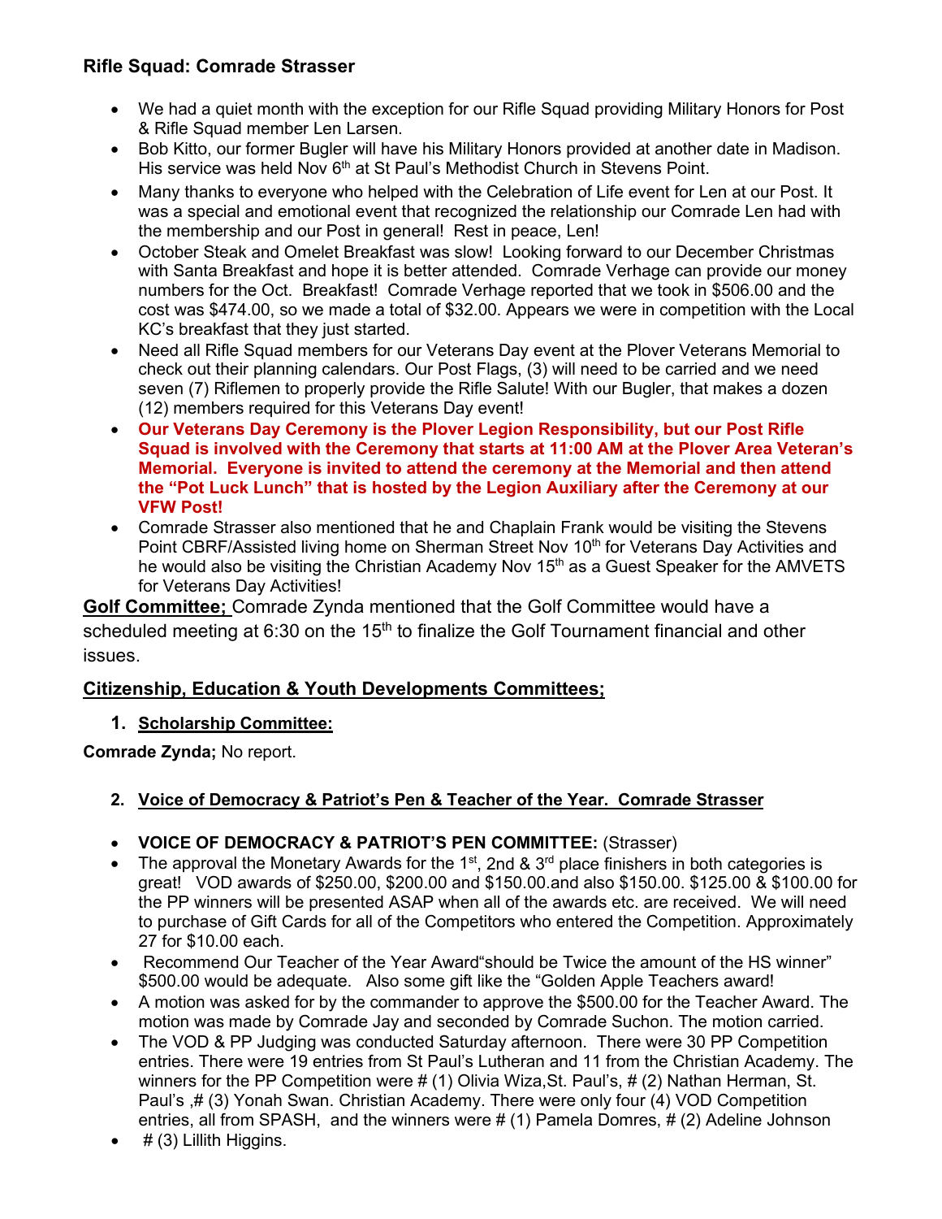**Rifle Squad: Comrade Strasser**

- We had a quiet month with the exception for our Rifle Squad providing Military Honors for Post & Rifle Squad member Len Larsen.
- Bob Kitto, our former Bugler will have his Military Honors provided at another date in Madison. His service was held Nov 6th at St Paul's Methodist Church in Stevens Point.
- Many thanks to everyone who helped with the Celebration of Life event for Len at our Post. It was a special and emotional event that recognized the relationship our Comrade Len had with the membership and our Post in general! Rest in peace, Len!
- October Steak and Omelet Breakfast was slow! Looking forward to our December Christmas with Santa Breakfast and hope it is better attended. Comrade Verhage can provide our money numbers for the Oct. Breakfast! Comrade Verhage reported that we took in $506.00 and the cost was $474.00, so we made a total of $32.00. Appears we were in competition with the Local KC's breakfast that they just started.
- Need all Rifle Squad members for our Veterans Day event at the Plover Veterans Memorial to check out their planning calendars. Our Post Flags, (3) will need to be carried and we need seven (7) Riflemen to properly provide the Rifle Salute! With our Bugler, that makes a dozen (12) members required for this Veterans Day event!
- **Our Veterans Day Ceremony is the Plover Legion Responsibility, but our Post Rifle Squad is involved with the Ceremony that starts at 11:00 AM at the Plover Area Veteran's Memorial. Everyone is invited to attend the ceremony at the Memorial and then attend the "Pot Luck Lunch" that is hosted by the Legion Auxiliary after the Ceremony at our VFW Post!**
- Comrade Strasser also mentioned that he and Chaplain Frank would be visiting the Stevens Point CBRF/Assisted living home on Sherman Street Nov 10th for Veterans Day Activities and he would also be visiting the Christian Academy Nov 15th as a Guest Speaker for the AMVETS for Veterans Day Activities!

**Golf Committee;** Comrade Zynda mentioned that the Golf Committee would have a scheduled meeting at 6:30 on the 15th to finalize the Golf Tournament financial and other issues.

**Citizenship, Education & Youth Developments Committees;**

1. **Scholarship Committee:**

**Comrade Zynda;** No report.

2. **Voice of Democracy & Patriot's Pen & Teacher of the Year. Comrade Strasser**

- **VOICE OF DEMOCRACY & PATRIOT'S PEN COMMITTEE:** (Strasser)
- The approval the Monetary Awards for the 1st, 2nd & 3rd place finishers in both categories is great! VOD awards of $250.00, $200.00 and $150.00.and also $150.00. $125.00 & $100.00 for the PP winners will be presented ASAP when all of the awards etc. are received. We will need to purchase of Gift Cards for all of the Competitors who entered the Competition. Approximately 27 for $10.00 each.
- Recommend Our Teacher of the Year Award"should be Twice the amount of the HS winner" $500.00 would be adequate. Also some gift like the "Golden Apple Teachers award!
- A motion was asked for by the commander to approve the $500.00 for the Teacher Award. The motion was made by Comrade Jay and seconded by Comrade Suchon. The motion carried.
- The VOD & PP Judging was conducted Saturday afternoon. There were 30 PP Competition entries. There were 19 entries from St Paul's Lutheran and 11 from the Christian Academy. The winners for the PP Competition were # (1) Olivia Wiza,St. Paul's, # (2) Nathan Herman, St. Paul's ,# (3) Yonah Swan. Christian Academy. There were only four (4) VOD Competition entries, all from SPASH, and the winners were # (1) Pamela Domres, # (2) Adeline Johnson
- # (3) Lillith Higgins.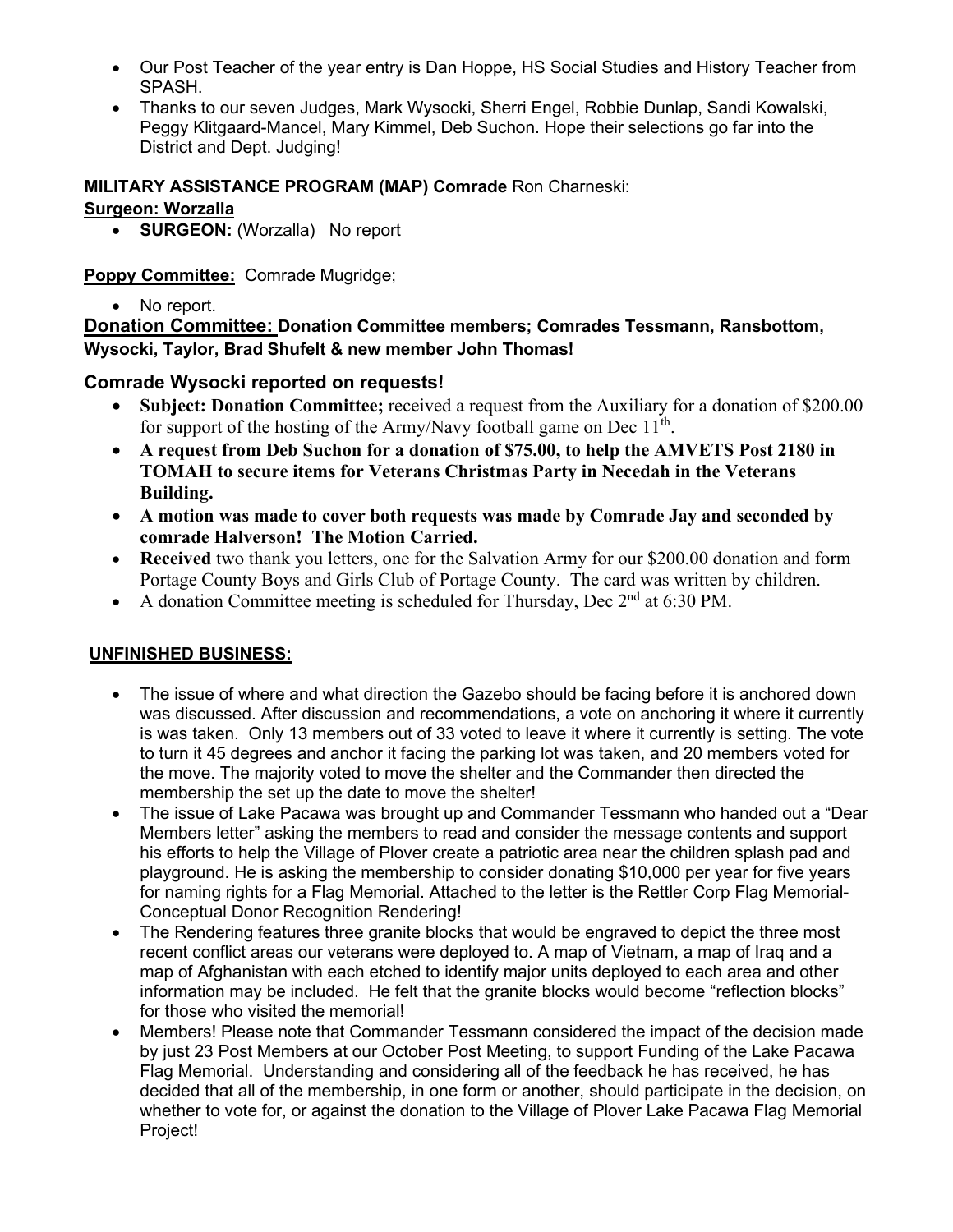- Our Post Teacher of the year entry is Dan Hoppe, HS Social Studies and History Teacher from SPASH.
- Thanks to our seven Judges, Mark Wysocki, Sherri Engel, Robbie Dunlap, Sandi Kowalski, Peggy Klitgaard-Mancel, Mary Kimmel, Deb Suchon. Hope their selections go far into the District and Dept. Judging!

**MILITARY ASSISTANCE PROGRAM (MAP) Comrade** Ron Charneski:

**Surgeon: Worzalla**

- **SURGEON:** (Worzalla) No report

**Poppy Committee:** Comrade Mugridge;

- No report.

**Donation Committee: Donation Committee members; Comrades Tessmann, Ransbottom, Wysocki, Taylor, Brad Shufelt & new member John Thomas!**

**Comrade Wysocki reported on requests!**

- **Subject: Donation Committee;** received a request from the Auxiliary for a donation of $200.00 for support of the hosting of the Army/Navy football game on Dec 11th.
- **A request from Deb Suchon for a donation of $75.00, to help the AMVETS Post 2180 in TOMAH to secure items for Veterans Christmas Party in Necedah in the Veterans Building.**
- **A motion was made to cover both requests was made by Comrade Jay and seconded by comrade Halverson! The Motion Carried.**
- **Received** two thank you letters, one for the Salvation Army for our $200.00 donation and form Portage County Boys and Girls Club of Portage County. The card was written by children.
- A donation Committee meeting is scheduled for Thursday, Dec 2nd at 6:30 PM.

**UNFINISHED BUSINESS:**

- The issue of where and what direction the Gazebo should be facing before it is anchored down was discussed. After discussion and recommendations, a vote on anchoring it where it currently is was taken. Only 13 members out of 33 voted to leave it where it currently is setting. The vote to turn it 45 degrees and anchor it facing the parking lot was taken, and 20 members voted for the move. The majority voted to move the shelter and the Commander then directed the membership the set up the date to move the shelter!
- The issue of Lake Pacawa was brought up and Commander Tessmann who handed out a "Dear Members letter" asking the members to read and consider the message contents and support his efforts to help the Village of Plover create a patriotic area near the children splash pad and playground. He is asking the membership to consider donating $10,000 per year for five years for naming rights for a Flag Memorial. Attached to the letter is the Rettler Corp Flag Memorial-Conceptual Donor Recognition Rendering!
- The Rendering features three granite blocks that would be engraved to depict the three most recent conflict areas our veterans were deployed to. A map of Vietnam, a map of Iraq and a map of Afghanistan with each etched to identify major units deployed to each area and other information may be included. He felt that the granite blocks would become "reflection blocks" for those who visited the memorial!
- Members! Please note that Commander Tessmann considered the impact of the decision made by just 23 Post Members at our October Post Meeting, to support Funding of the Lake Pacawa Flag Memorial. Understanding and considering all of the feedback he has received, he has decided that all of the membership, in one form or another, should participate in the decision, on whether to vote for, or against the donation to the Village of Plover Lake Pacawa Flag Memorial Project!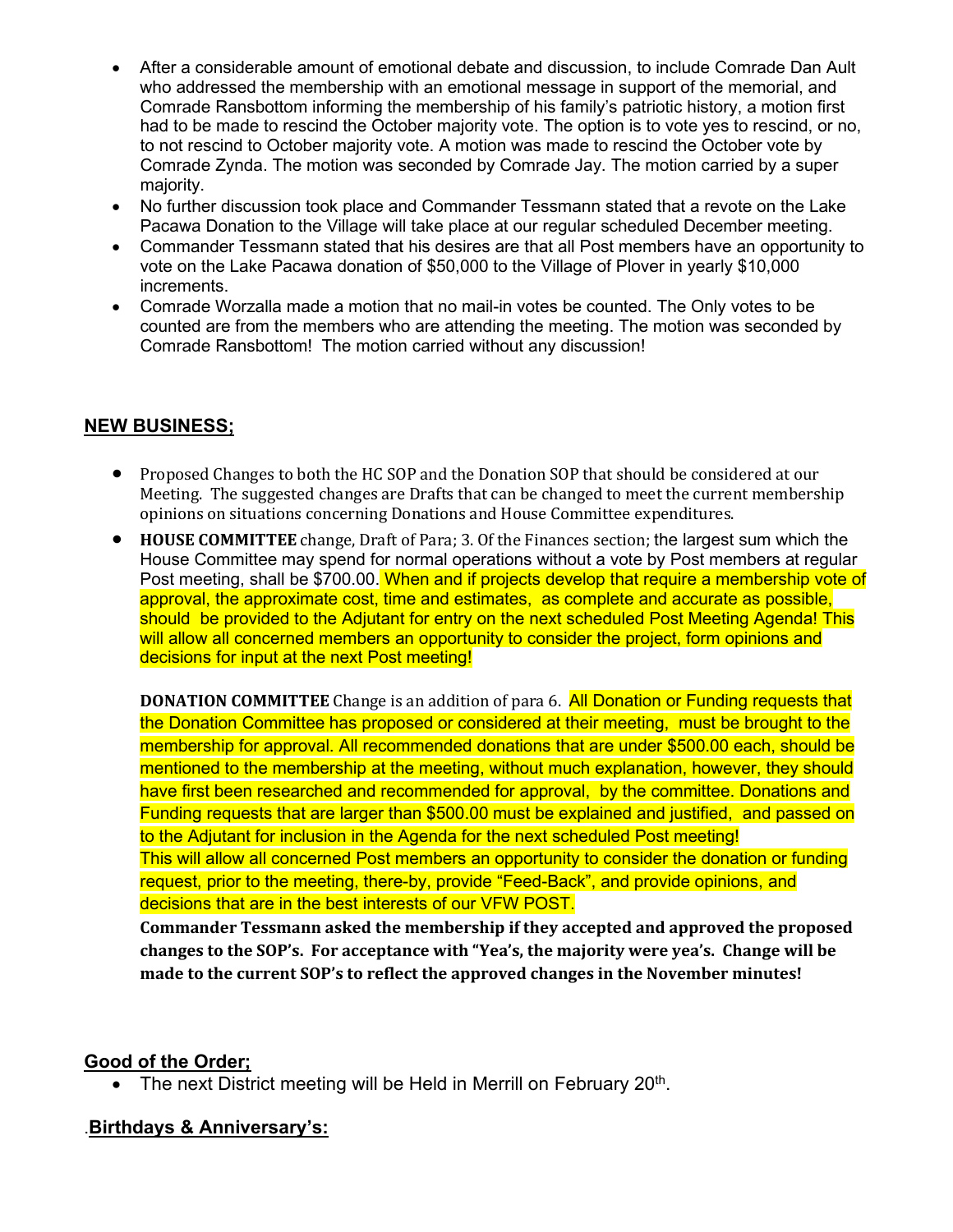- After a considerable amount of emotional debate and discussion, to include Comrade Dan Ault who addressed the membership with an emotional message in support of the memorial, and Comrade Ransbottom informing the membership of his family's patriotic history, a motion first had to be made to rescind the October majority vote. The option is to vote yes to rescind, or no, to not rescind to October majority vote. A motion was made to rescind the October vote by Comrade Zynda. The motion was seconded by Comrade Jay. The motion carried by a super majority.
- No further discussion took place and Commander Tessmann stated that a revote on the Lake Pacawa Donation to the Village will take place at our regular scheduled December meeting.
- Commander Tessmann stated that his desires are that all Post members have an opportunity to vote on the Lake Pacawa donation of $50,000 to the Village of Plover in yearly $10,000 increments.
- Comrade Worzalla made a motion that no mail-in votes be counted. The Only votes to be counted are from the members who are attending the meeting. The motion was seconded by Comrade Ransbottom! The motion carried without any discussion!

## NEW BUSINESS;

- Proposed Changes to both the HC SOP and the Donation SOP that should be considered at our Meeting. The suggested changes are Drafts that can be changed to meet the current membership opinions on situations concerning Donations and House Committee expenditures.
- **HOUSE COMMITTEE** change, Draft of Para; 3. Of the Finances section; the largest sum which the House Committee may spend for normal operations without a vote by Post members at regular Post meeting, shall be $700.00. When and if projects develop that require a membership vote of approval, the approximate cost, time and estimates, as complete and accurate as possible, should be provided to the Adjutant for entry on the next scheduled Post Meeting Agenda! This will allow all concerned members an opportunity to consider the project, form opinions and decisions for input at the next Post meeting!

  **DONATION COMMITTEE** Change is an addition of para 6. All Donation or Funding requests that the Donation Committee has proposed or considered at their meeting, must be brought to the membership for approval. All recommended donations that are under $500.00 each, should be mentioned to the membership at the meeting, without much explanation, however, they should have first been researched and recommended for approval, by the committee. Donations and Funding requests that are larger than $500.00 must be explained and justified, and passed on to the Adjutant for inclusion in the Agenda for the next scheduled Post meeting!
  This will allow all concerned Post members an opportunity to consider the donation or funding request, prior to the meeting, there-by, provide "Feed-Back", and provide opinions, and decisions that are in the best interests of our VFW POST.

  **Commander Tessmann asked the membership if they accepted and approved the proposed changes to the SOP's. For acceptance with "Yea's, the majority were yea's. Change will be made to the current SOP's to reflect the approved changes in the November minutes!**

## Good of the Order;

- The next District meeting will be Held in Merrill on February 20th.

## .Birthdays & Anniversary's: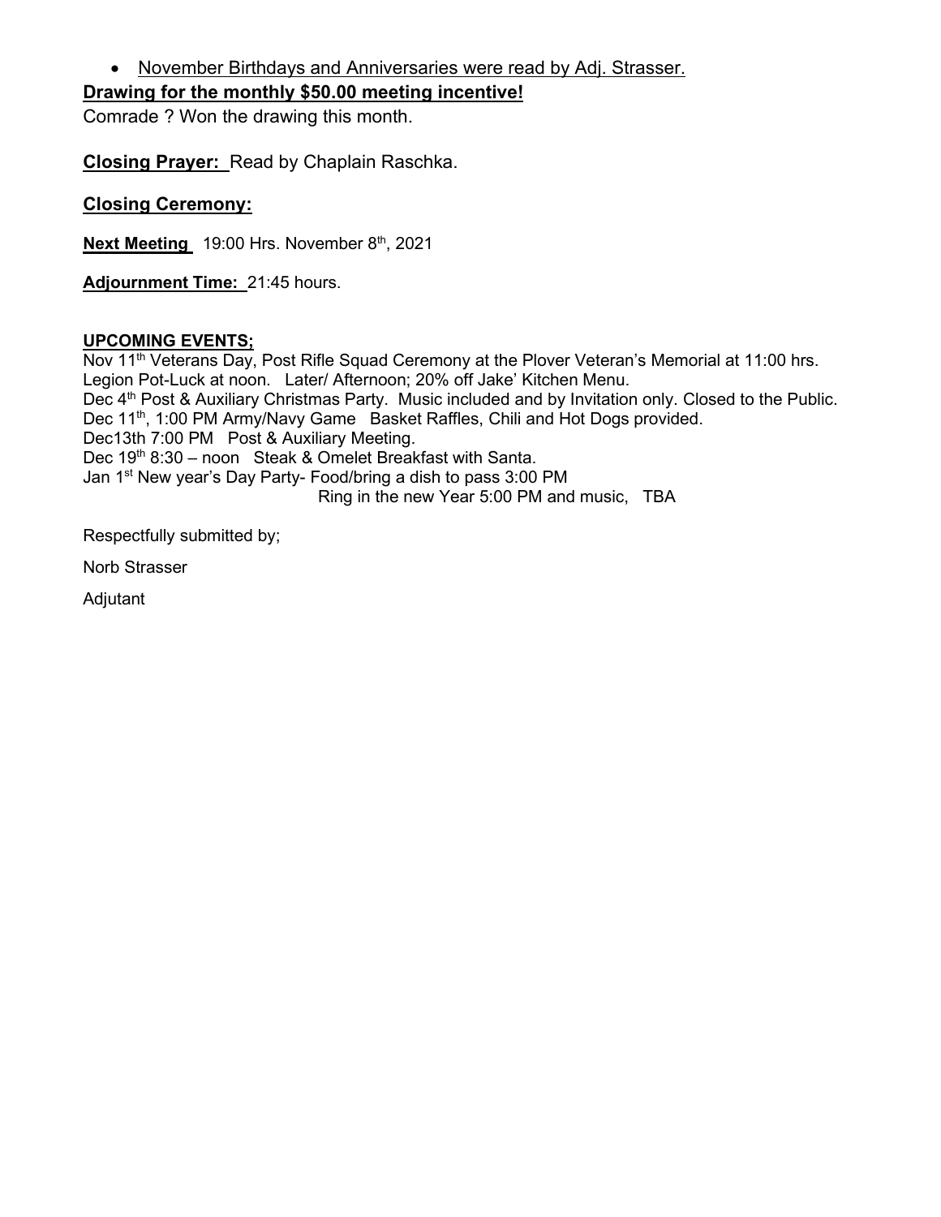- November Birthdays and Anniversaries were read by Adj. Strasser.

**Drawing for the monthly $50.00 meeting incentive!**

Comrade ? Won the drawing this month.

**Closing Prayer:** Read by Chaplain Raschka.

**Closing Ceremony:**

**Next Meeting** 19:00 Hrs. November 8th, 2021

**Adjournment Time:** 21:45 hours.

**UPCOMING EVENTS;**

Nov 11th Veterans Day, Post Rifle Squad Ceremony at the Plover Veteran's Memorial at 11:00 hrs. Legion Pot-Luck at noon. Later/ Afternoon; 20% off Jake' Kitchen Menu.
Dec 4th Post & Auxiliary Christmas Party. Music included and by Invitation only. Closed to the Public.
Dec 11th, 1:00 PM Army/Navy Game Basket Raffles, Chili and Hot Dogs provided.
Dec13th 7:00 PM Post & Auxiliary Meeting.
Dec 19th 8:30 – noon Steak & Omelet Breakfast with Santa.
Jan 1st New year's Day Party- Food/bring a dish to pass 3:00 PM
Ring in the new Year 5:00 PM and music, TBA

Respectfully submitted by;

Norb Strasser

Adjutant